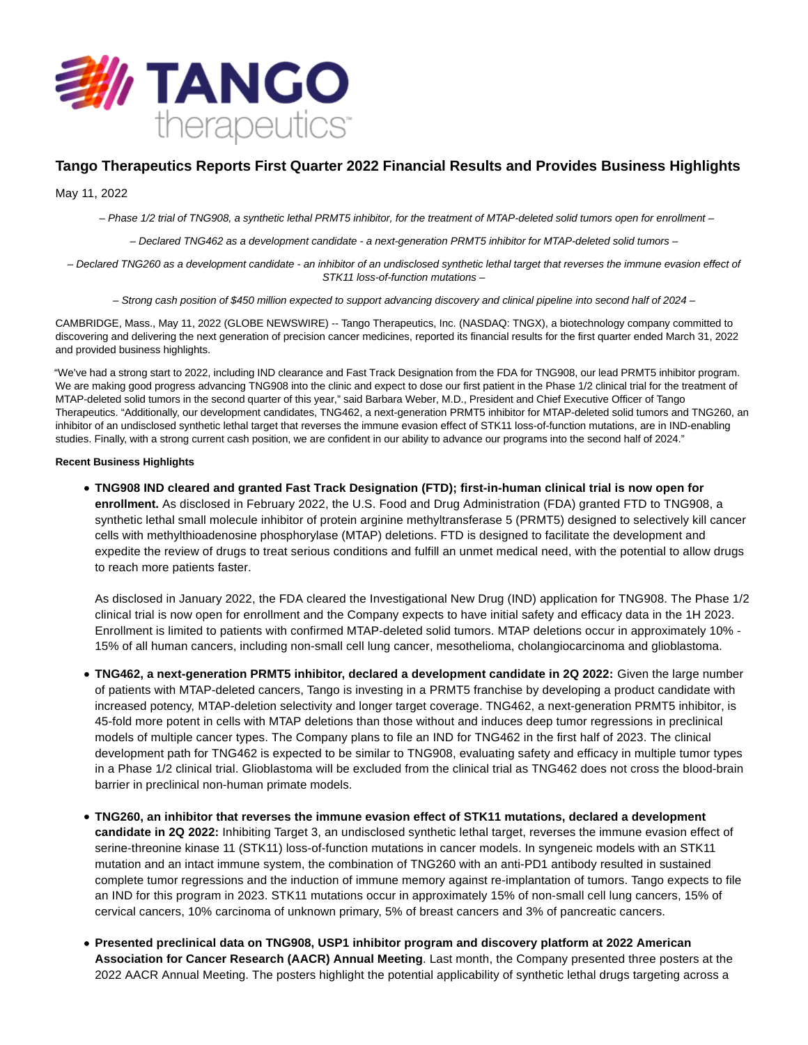# Tango Therapeutics Reports First Quarter 2022 Financial Results and Provides Business Highlights

May 11, 2022

*– Phase 1/2 trial of TNG908, a synthetic lethal PRMT5 inhibitor, for the treatment of MTAP-deleted solid tumors open for enrollment –*

*– Declared TNG462 as a development candidate - a next-generation PRMT5 inhibitor for MTAP-deleted solid tumors –*

*– Declared TNG260 as a development candidate - an inhibitor of an undisclosed synthetic lethal target that reverses the immune evasion effect of STK11 loss-of-function mutations –*

*– Strong cash position of $450 million expected to support advancing discovery and clinical pipeline into second half of 2024 –*

CAMBRIDGE, Mass., May 11, 2022 (GLOBE NEWSWIRE) -- Tango Therapeutics, Inc. (NASDAQ: TNGX), a biotechnology company committed to discovering and delivering the next generation of precision cancer medicines, reported its financial results for the first quarter ended March 31, 2022 and provided business highlights.

"We've had a strong start to 2022, including IND clearance and Fast Track Designation from the FDA for TNG908, our lead PRMT5 inhibitor program. We are making good progress advancing TNG908 into the clinic and expect to dose our first patient in the Phase 1/2 clinical trial for the treatment of MTAP-deleted solid tumors in the second quarter of this year," said Barbara Weber, M.D., President and Chief Executive Officer of Tango Therapeutics. "Additionally, our development candidates, TNG462, a next-generation PRMT5 inhibitor for MTAP-deleted solid tumors and TNG260, an inhibitor of an undisclosed synthetic lethal target that reverses the immune evasion effect of STK11 loss-of-function mutations, are in IND-enabling studies. Finally, with a strong current cash position, we are confident in our ability to advance our programs into the second half of 2024."

**Recent Business Highlights**

- **TNG908 IND cleared and granted Fast Track Designation (FTD); first-in-human clinical trial is now open for enrollment.** As disclosed in February 2022, the U.S. Food and Drug Administration (FDA) granted FTD to TNG908, a synthetic lethal small molecule inhibitor of protein arginine methyltransferase 5 (PRMT5) designed to selectively kill cancer cells with methylthioadenosine phosphorylase (MTAP) deletions. FTD is designed to facilitate the development and expedite the review of drugs to treat serious conditions and fulfill an unmet medical need, with the potential to allow drugs to reach more patients faster.

  As disclosed in January 2022, the FDA cleared the Investigational New Drug (IND) application for TNG908. The Phase 1/2 clinical trial is now open for enrollment and the Company expects to have initial safety and efficacy data in the 1H 2023. Enrollment is limited to patients with confirmed MTAP-deleted solid tumors. MTAP deletions occur in approximately 10% - 15% of all human cancers, including non-small cell lung cancer, mesothelioma, cholangiocarcinoma and glioblastoma.

- **TNG462, a next-generation PRMT5 inhibitor, declared a development candidate in 2Q 2022:** Given the large number of patients with MTAP-deleted cancers, Tango is investing in a PRMT5 franchise by developing a product candidate with increased potency, MTAP-deletion selectivity and longer target coverage. TNG462, a next-generation PRMT5 inhibitor, is 45-fold more potent in cells with MTAP deletions than those without and induces deep tumor regressions in preclinical models of multiple cancer types. The Company plans to file an IND for TNG462 in the first half of 2023. The clinical development path for TNG462 is expected to be similar to TNG908, evaluating safety and efficacy in multiple tumor types in a Phase 1/2 clinical trial. Glioblastoma will be excluded from the clinical trial as TNG462 does not cross the blood-brain barrier in preclinical non-human primate models.

- **TNG260, an inhibitor that reverses the immune evasion effect of STK11 mutations, declared a development candidate in 2Q 2022:** Inhibiting Target 3, an undisclosed synthetic lethal target, reverses the immune evasion effect of serine-threonine kinase 11 (STK11) loss-of-function mutations in cancer models. In syngeneic models with an STK11 mutation and an intact immune system, the combination of TNG260 with an anti-PD1 antibody resulted in sustained complete tumor regressions and the induction of immune memory against re-implantation of tumors. Tango expects to file an IND for this program in 2023. STK11 mutations occur in approximately 15% of non-small cell lung cancers, 15% of cervical cancers, 10% carcinoma of unknown primary, 5% of breast cancers and 3% of pancreatic cancers.

- **Presented preclinical data on TNG908, USP1 inhibitor program and discovery platform at 2022 American Association for Cancer Research (AACR) Annual Meeting**. Last month, the Company presented three posters at the 2022 AACR Annual Meeting. The posters highlight the potential applicability of synthetic lethal drugs targeting across a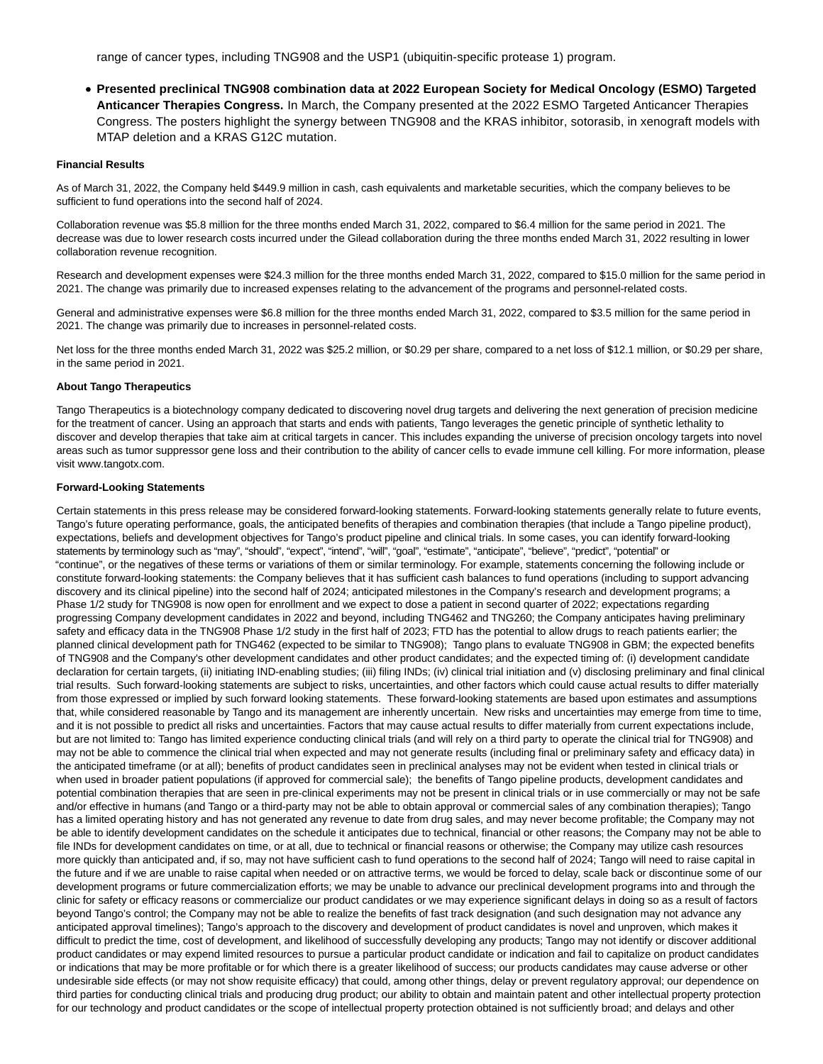range of cancer types, including TNG908 and the USP1 (ubiquitin-specific protease 1) program.

- **Presented preclinical TNG908 combination data at 2022 European Society for Medical Oncology (ESMO) Targeted Anticancer Therapies Congress.** In March, the Company presented at the 2022 ESMO Targeted Anticancer Therapies Congress. The posters highlight the synergy between TNG908 and the KRAS inhibitor, sotorasib, in xenograft models with MTAP deletion and a KRAS G12C mutation.

**Financial Results**

As of March 31, 2022, the Company held $449.9 million in cash, cash equivalents and marketable securities, which the company believes to be sufficient to fund operations into the second half of 2024.

Collaboration revenue was $5.8 million for the three months ended March 31, 2022, compared to $6.4 million for the same period in 2021. The decrease was due to lower research costs incurred under the Gilead collaboration during the three months ended March 31, 2022 resulting in lower collaboration revenue recognition.

Research and development expenses were $24.3 million for the three months ended March 31, 2022, compared to $15.0 million for the same period in 2021. The change was primarily due to increased expenses relating to the advancement of the programs and personnel-related costs.

General and administrative expenses were $6.8 million for the three months ended March 31, 2022, compared to $3.5 million for the same period in 2021. The change was primarily due to increases in personnel-related costs.

Net loss for the three months ended March 31, 2022 was $25.2 million, or $0.29 per share, compared to a net loss of $12.1 million, or $0.29 per share, in the same period in 2021.

**About Tango Therapeutics**

Tango Therapeutics is a biotechnology company dedicated to discovering novel drug targets and delivering the next generation of precision medicine for the treatment of cancer. Using an approach that starts and ends with patients, Tango leverages the genetic principle of synthetic lethality to discover and develop therapies that take aim at critical targets in cancer. This includes expanding the universe of precision oncology targets into novel areas such as tumor suppressor gene loss and their contribution to the ability of cancer cells to evade immune cell killing. For more information, please visit www.tangotx.com.

**Forward-Looking Statements**

Certain statements in this press release may be considered forward-looking statements. Forward-looking statements generally relate to future events, Tango's future operating performance, goals, the anticipated benefits of therapies and combination therapies (that include a Tango pipeline product), expectations, beliefs and development objectives for Tango's product pipeline and clinical trials. In some cases, you can identify forward-looking statements by terminology such as "may", "should", "expect", "intend", "will", "goal", "estimate", "anticipate", "believe", "predict", "potential" or "continue", or the negatives of these terms or variations of them or similar terminology. For example, statements concerning the following include or constitute forward-looking statements: the Company believes that it has sufficient cash balances to fund operations (including to support advancing discovery and its clinical pipeline) into the second half of 2024; anticipated milestones in the Company's research and development programs; a Phase 1/2 study for TNG908 is now open for enrollment and we expect to dose a patient in second quarter of 2022; expectations regarding progressing Company development candidates in 2022 and beyond, including TNG462 and TNG260; the Company anticipates having preliminary safety and efficacy data in the TNG908 Phase 1/2 study in the first half of 2023; FTD has the potential to allow drugs to reach patients earlier; the planned clinical development path for TNG462 (expected to be similar to TNG908); Tango plans to evaluate TNG908 in GBM; the expected benefits of TNG908 and the Company's other development candidates and other product candidates; and the expected timing of: (i) development candidate declaration for certain targets, (ii) initiating IND-enabling studies; (iii) filing INDs; (iv) clinical trial initiation and (v) disclosing preliminary and final clinical trial results. Such forward-looking statements are subject to risks, uncertainties, and other factors which could cause actual results to differ materially from those expressed or implied by such forward looking statements. These forward-looking statements are based upon estimates and assumptions that, while considered reasonable by Tango and its management are inherently uncertain. New risks and uncertainties may emerge from time to time, and it is not possible to predict all risks and uncertainties. Factors that may cause actual results to differ materially from current expectations include, but are not limited to: Tango has limited experience conducting clinical trials (and will rely on a third party to operate the clinical trial for TNG908) and may not be able to commence the clinical trial when expected and may not generate results (including final or preliminary safety and efficacy data) in the anticipated timeframe (or at all); benefits of product candidates seen in preclinical analyses may not be evident when tested in clinical trials or when used in broader patient populations (if approved for commercial sale); the benefits of Tango pipeline products, development candidates and potential combination therapies that are seen in pre-clinical experiments may not be present in clinical trials or in use commercially or may not be safe and/or effective in humans (and Tango or a third-party may not be able to obtain approval or commercial sales of any combination therapies); Tango has a limited operating history and has not generated any revenue to date from drug sales, and may never become profitable; the Company may not be able to identify development candidates on the schedule it anticipates due to technical, financial or other reasons; the Company may not be able to file INDs for development candidates on time, or at all, due to technical or financial reasons or otherwise; the Company may utilize cash resources more quickly than anticipated and, if so, may not have sufficient cash to fund operations to the second half of 2024; Tango will need to raise capital in the future and if we are unable to raise capital when needed or on attractive terms, we would be forced to delay, scale back or discontinue some of our development programs or future commercialization efforts; we may be unable to advance our preclinical development programs into and through the clinic for safety or efficacy reasons or commercialize our product candidates or we may experience significant delays in doing so as a result of factors beyond Tango's control; the Company may not be able to realize the benefits of fast track designation (and such designation may not advance any anticipated approval timelines); Tango's approach to the discovery and development of product candidates is novel and unproven, which makes it difficult to predict the time, cost of development, and likelihood of successfully developing any products; Tango may not identify or discover additional product candidates or may expend limited resources to pursue a particular product candidate or indication and fail to capitalize on product candidates or indications that may be more profitable or for which there is a greater likelihood of success; our products candidates may cause adverse or other undesirable side effects (or may not show requisite efficacy) that could, among other things, delay or prevent regulatory approval; our dependence on third parties for conducting clinical trials and producing drug product; our ability to obtain and maintain patent and other intellectual property protection for our technology and product candidates or the scope of intellectual property protection obtained is not sufficiently broad; and delays and other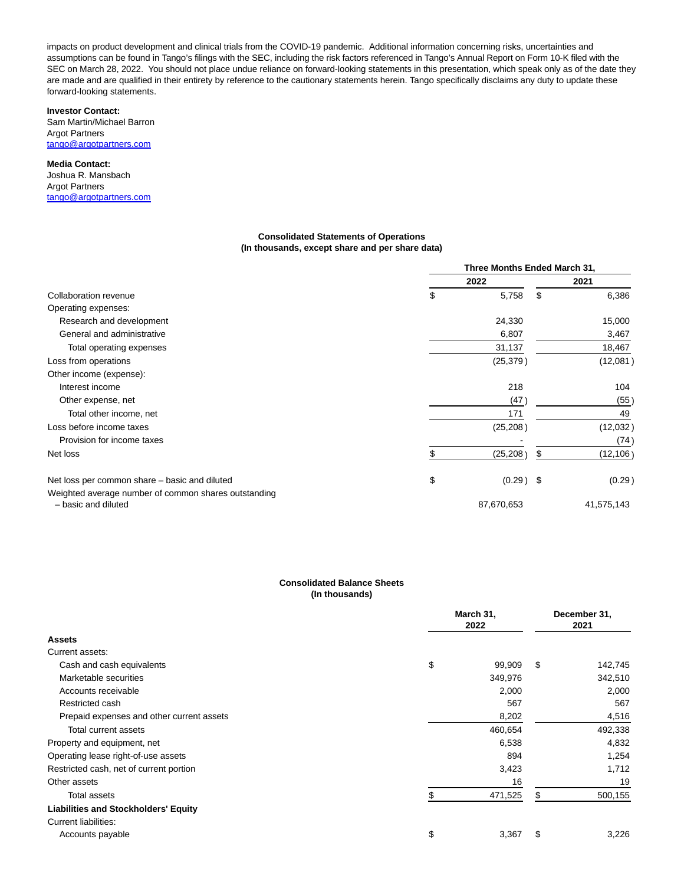impacts on product development and clinical trials from the COVID-19 pandemic. Additional information concerning risks, uncertainties and assumptions can be found in Tango's filings with the SEC, including the risk factors referenced in Tango's Annual Report on Form 10-K filed with the SEC on March 28, 2022. You should not place undue reliance on forward-looking statements in this presentation, which speak only as of the date they are made and are qualified in their entirety by reference to the cautionary statements herein. Tango specifically disclaims any duty to update these forward-looking statements.

**Investor Contact:**
Sam Martin/Michael Barron
Argot Partners
[tango@argotpartners.com](mailto:tango@argotpartners.com)

**Media Contact:**
Joshua R. Mansbach
Argot Partners
[tango@argotpartners.com](mailto:tango@argotpartners.com)

**Consolidated Statements of Operations**
**(In thousands, except share and per share data)**

| | Three Months Ended March 31, 2022 | Three Months Ended March 31, 2021 |
|---|---|---|
| Collaboration revenue | $ 5,758 | $ 6,386 |
| Operating expenses: | | |
| Research and development | 24,330 | 15,000 |
| General and administrative | 6,807 | 3,467 |
| Total operating expenses | 31,137 | 18,467 |
| Loss from operations | (25,379) | (12,081) |
| Other income (expense): | | |
| Interest income | 218 | 104 |
| Other expense, net | (47) | (55) |
| Total other income, net | 171 | 49 |
| Loss before income taxes | (25,208) | (12,032) |
| Provision for income taxes | - | (74) |
| Net loss | $ (25,208) | $ (12,106) |
| Net loss per common share – basic and diluted | $ (0.29) | $ (0.29) |
| Weighted average number of common shares outstanding – basic and diluted | 87,670,653 | 41,575,143 |

**Consolidated Balance Sheets**
**(In thousands)**

| | March 31, 2022 | December 31, 2021 |
|---|---|---|
| **Assets** | | |
| Current assets: | | |
| Cash and cash equivalents | $ 99,909 | $ 142,745 |
| Marketable securities | 349,976 | 342,510 |
| Accounts receivable | 2,000 | 2,000 |
| Restricted cash | 567 | 567 |
| Prepaid expenses and other current assets | 8,202 | 4,516 |
| Total current assets | 460,654 | 492,338 |
| Property and equipment, net | 6,538 | 4,832 |
| Operating lease right-of-use assets | 894 | 1,254 |
| Restricted cash, net of current portion | 3,423 | 1,712 |
| Other assets | 16 | 19 |
| Total assets | $ 471,525 | $ 500,155 |
| **Liabilities and Stockholders' Equity** | | |
| Current liabilities: | | |
| Accounts payable | $ 3,367 | $ 3,226 |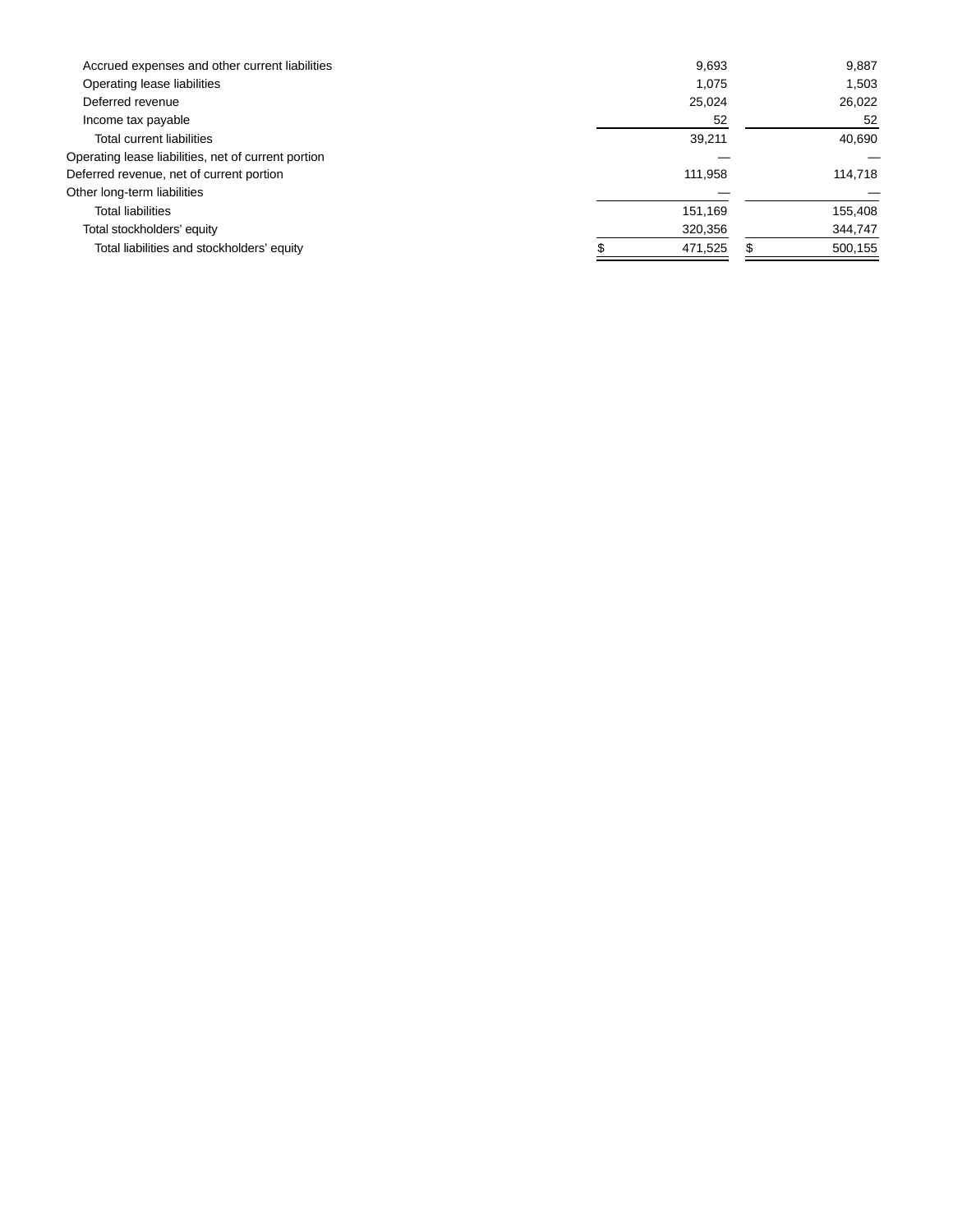| | | |
|---|---|---|
| Accrued expenses and other current liabilities | 9,693 | 9,887 |
| Operating lease liabilities | 1,075 | 1,503 |
| Deferred revenue | 25,024 | 26,022 |
| Income tax payable | 52 | 52 |
| Total current liabilities | 39,211 | 40,690 |
| Operating lease liabilities, net of current portion | — | — |
| Deferred revenue, net of current portion | 111,958 | 114,718 |
| Other long-term liabilities | — | — |
| Total liabilities | 151,169 | 155,408 |
| Total stockholders' equity | 320,356 | 344,747 |
| Total liabilities and stockholders' equity | $ 471,525 | $ 500,155 |